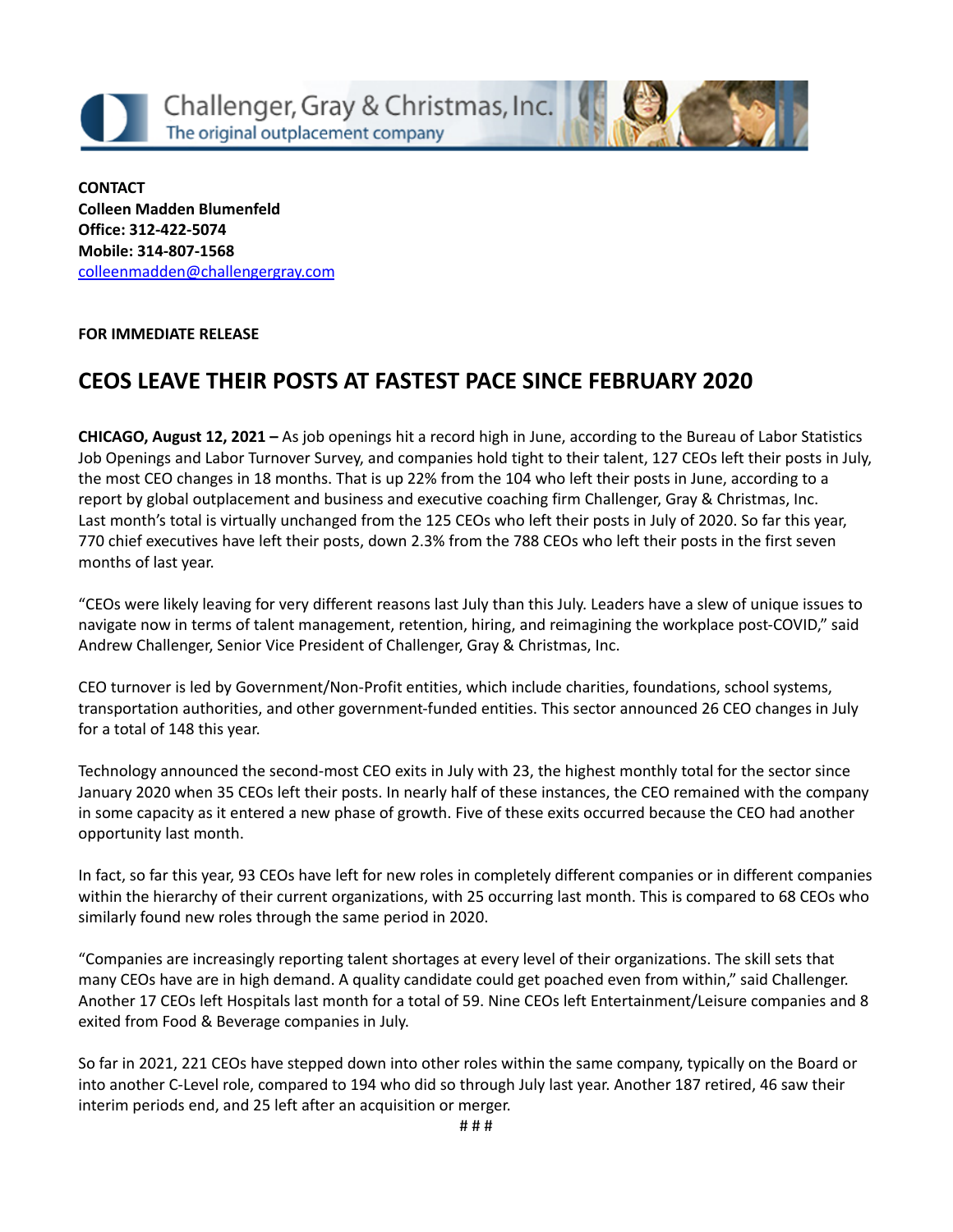Challenger, Gray & Christmas, Inc.
The original outplacement company

**CONTACT**
**Colleen Madden Blumenfeld**
**Office: 312-422-5074**
**Mobile: 314-807-1568**
colleenmadden@challengergray.com

**FOR IMMEDIATE RELEASE**

## CEOS LEAVE THEIR POSTS AT FASTEST PACE SINCE FEBRUARY 2020

**CHICAGO, August 12, 2021 –** As job openings hit a record high in June, according to the Bureau of Labor Statistics Job Openings and Labor Turnover Survey, and companies hold tight to their talent, 127 CEOs left their posts in July, the most CEO changes in 18 months. That is up 22% from the 104 who left their posts in June, according to a report by global outplacement and business and executive coaching firm Challenger, Gray & Christmas, Inc. Last month's total is virtually unchanged from the 125 CEOs who left their posts in July of 2020. So far this year, 770 chief executives have left their posts, down 2.3% from the 788 CEOs who left their posts in the first seven months of last year.

"CEOs were likely leaving for very different reasons last July than this July. Leaders have a slew of unique issues to navigate now in terms of talent management, retention, hiring, and reimagining the workplace post-COVID," said Andrew Challenger, Senior Vice President of Challenger, Gray & Christmas, Inc.

CEO turnover is led by Government/Non-Profit entities, which include charities, foundations, school systems, transportation authorities, and other government-funded entities. This sector announced 26 CEO changes in July for a total of 148 this year.

Technology announced the second-most CEO exits in July with 23, the highest monthly total for the sector since January 2020 when 35 CEOs left their posts. In nearly half of these instances, the CEO remained with the company in some capacity as it entered a new phase of growth. Five of these exits occurred because the CEO had another opportunity last month.

In fact, so far this year, 93 CEOs have left for new roles in completely different companies or in different companies within the hierarchy of their current organizations, with 25 occurring last month. This is compared to 68 CEOs who similarly found new roles through the same period in 2020.

"Companies are increasingly reporting talent shortages at every level of their organizations. The skill sets that many CEOs have are in high demand. A quality candidate could get poached even from within," said Challenger. Another 17 CEOs left Hospitals last month for a total of 59. Nine CEOs left Entertainment/Leisure companies and 8 exited from Food & Beverage companies in July.

So far in 2021, 221 CEOs have stepped down into other roles within the same company, typically on the Board or into another C-Level role, compared to 194 who did so through July last year. Another 187 retired, 46 saw their interim periods end, and 25 left after an acquisition or merger.

# # #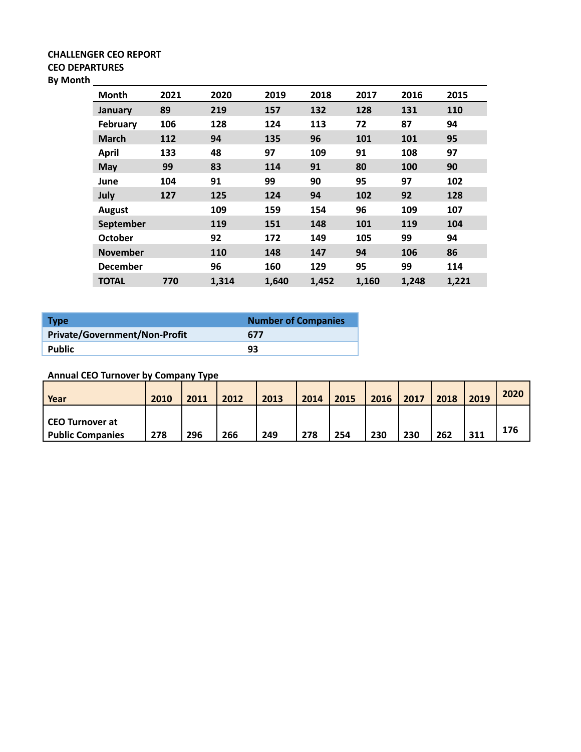**CHALLENGER CEO REPORT**
**CEO DEPARTURES**
**By Month**

| Month | 2021 | 2020 | 2019 | 2018 | 2017 | 2016 | 2015 |
|---|---|---|---|---|---|---|---|
| January | 89 | 219 | 157 | 132 | 128 | 131 | 110 |
| February | 106 | 128 | 124 | 113 | 72 | 87 | 94 |
| March | 112 | 94 | 135 | 96 | 101 | 101 | 95 |
| April | 133 | 48 | 97 | 109 | 91 | 108 | 97 |
| May | 99 | 83 | 114 | 91 | 80 | 100 | 90 |
| June | 104 | 91 | 99 | 90 | 95 | 97 | 102 |
| July | 127 | 125 | 124 | 94 | 102 | 92 | 128 |
| August | | 109 | 159 | 154 | 96 | 109 | 107 |
| September | | 119 | 151 | 148 | 101 | 119 | 104 |
| October | | 92 | 172 | 149 | 105 | 99 | 94 |
| November | | 110 | 148 | 147 | 94 | 106 | 86 |
| December | | 96 | 160 | 129 | 95 | 99 | 114 |
| TOTAL | 770 | 1,314 | 1,640 | 1,452 | 1,160 | 1,248 | 1,221 |

| Type | Number of Companies |
|---|---|
| Private/Government/Non-Profit | 677 |
| Public | 93 |

**Annual CEO Turnover by Company Type**

| Year | 2010 | 2011 | 2012 | 2013 | 2014 | 2015 | 2016 | 2017 | 2018 | 2019 | 2020 |
|---|---|---|---|---|---|---|---|---|---|---|---|
| CEO Turnover at Public Companies | 278 | 296 | 266 | 249 | 278 | 254 | 230 | 230 | 262 | 311 | 176 |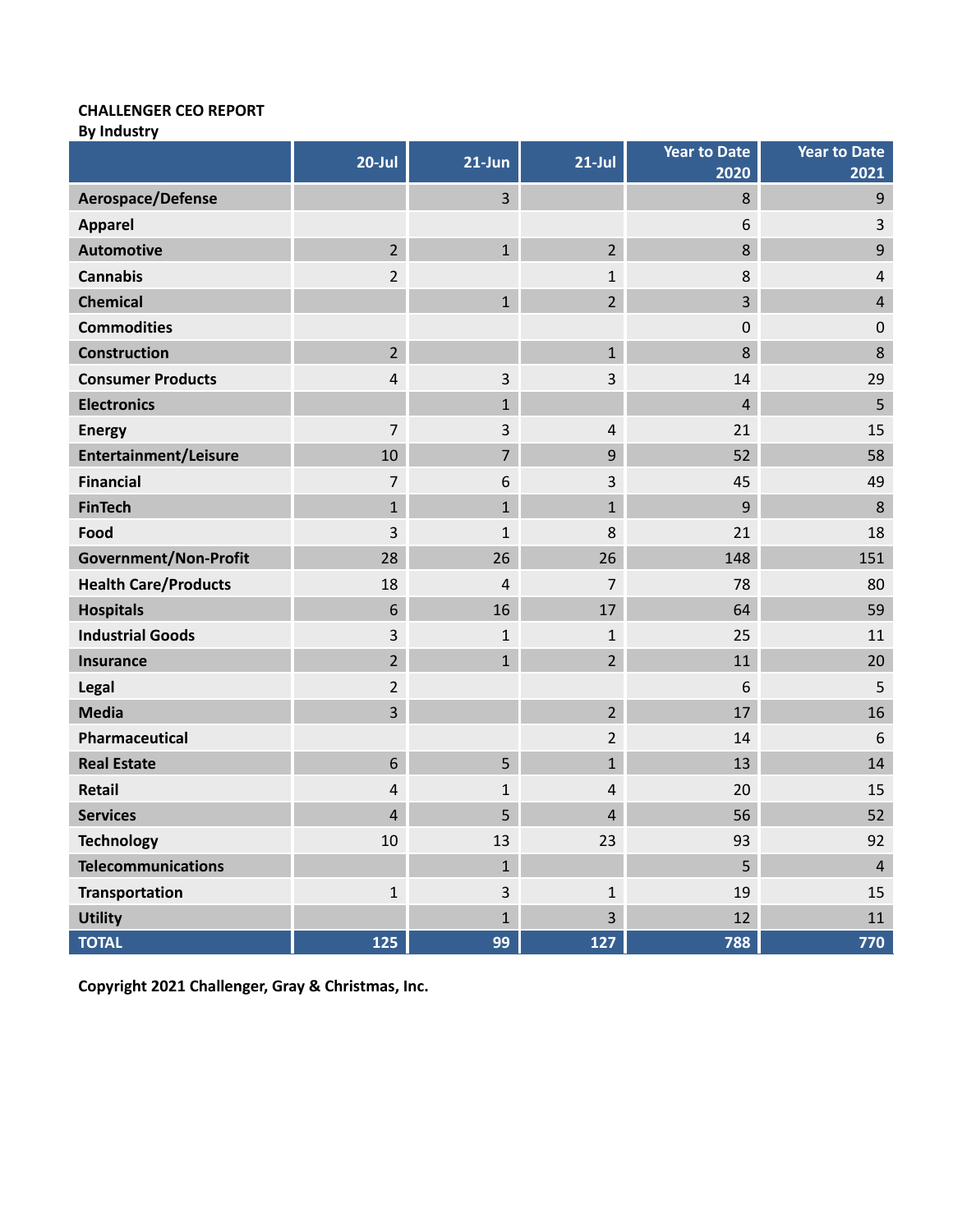**CHALLENGER CEO REPORT**
**By Industry**

| | 20-Jul | 21-Jun | 21-Jul | Year to Date 2020 | Year to Date 2021 |
|---|---|---|---|---|---|
| **Aerospace/Defense** | | 3 | | 8 | 9 |
| **Apparel** | | | | 6 | 3 |
| **Automotive** | 2 | 1 | 2 | 8 | 9 |
| **Cannabis** | 2 | | 1 | 8 | 4 |
| **Chemical** | | 1 | 2 | 3 | 4 |
| **Commodities** | | | | 0 | 0 |
| **Construction** | 2 | | 1 | 8 | 8 |
| **Consumer Products** | 4 | 3 | 3 | 14 | 29 |
| **Electronics** | | 1 | | 4 | 5 |
| **Energy** | 7 | 3 | 4 | 21 | 15 |
| **Entertainment/Leisure** | 10 | 7 | 9 | 52 | 58 |
| **Financial** | 7 | 6 | 3 | 45 | 49 |
| **FinTech** | 1 | 1 | 1 | 9 | 8 |
| **Food** | 3 | 1 | 8 | 21 | 18 |
| **Government/Non-Profit** | 28 | 26 | 26 | 148 | 151 |
| **Health Care/Products** | 18 | 4 | 7 | 78 | 80 |
| **Hospitals** | 6 | 16 | 17 | 64 | 59 |
| **Industrial Goods** | 3 | 1 | 1 | 25 | 11 |
| **Insurance** | 2 | 1 | 2 | 11 | 20 |
| **Legal** | 2 | | | 6 | 5 |
| **Media** | 3 | | 2 | 17 | 16 |
| **Pharmaceutical** | | | 2 | 14 | 6 |
| **Real Estate** | 6 | 5 | 1 | 13 | 14 |
| **Retail** | 4 | 1 | 4 | 20 | 15 |
| **Services** | 4 | 5 | 4 | 56 | 52 |
| **Technology** | 10 | 13 | 23 | 93 | 92 |
| **Telecommunications** | | 1 | | 5 | 4 |
| **Transportation** | 1 | 3 | 1 | 19 | 15 |
| **Utility** | | 1 | 3 | 12 | 11 |
| **TOTAL** | **125** | **99** | **127** | **788** | **770** |

**Copyright 2021 Challenger, Gray & Christmas, Inc.**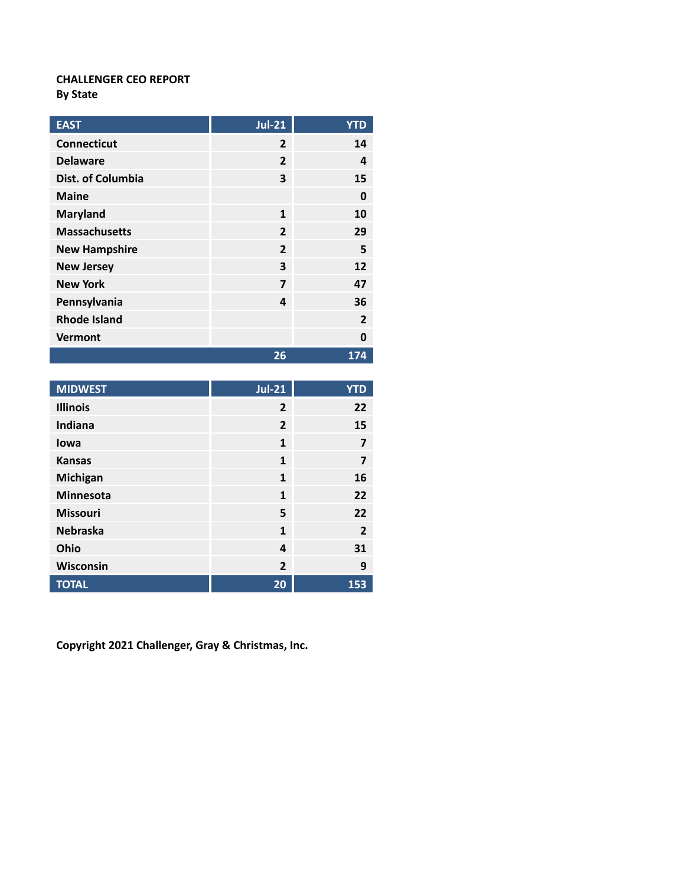**CHALLENGER CEO REPORT**
**By State**

| EAST | Jul-21 | YTD |
|---|---|---|
| Connecticut | 2 | 14 |
| Delaware | 2 | 4 |
| Dist. of Columbia | 3 | 15 |
| Maine | | 0 |
| Maryland | 1 | 10 |
| Massachusetts | 2 | 29 |
| New Hampshire | 2 | 5 |
| New Jersey | 3 | 12 |
| New York | 7 | 47 |
| Pennsylvania | 4 | 36 |
| Rhode Island | | 2 |
| Vermont | | 0 |
| | 26 | 174 |

| MIDWEST | Jul-21 | YTD |
|---|---|---|
| Illinois | 2 | 22 |
| Indiana | 2 | 15 |
| Iowa | 1 | 7 |
| Kansas | 1 | 7 |
| Michigan | 1 | 16 |
| Minnesota | 1 | 22 |
| Missouri | 5 | 22 |
| Nebraska | 1 | 2 |
| Ohio | 4 | 31 |
| Wisconsin | 2 | 9 |
| TOTAL | 20 | 153 |

**Copyright 2021 Challenger, Gray & Christmas, Inc.**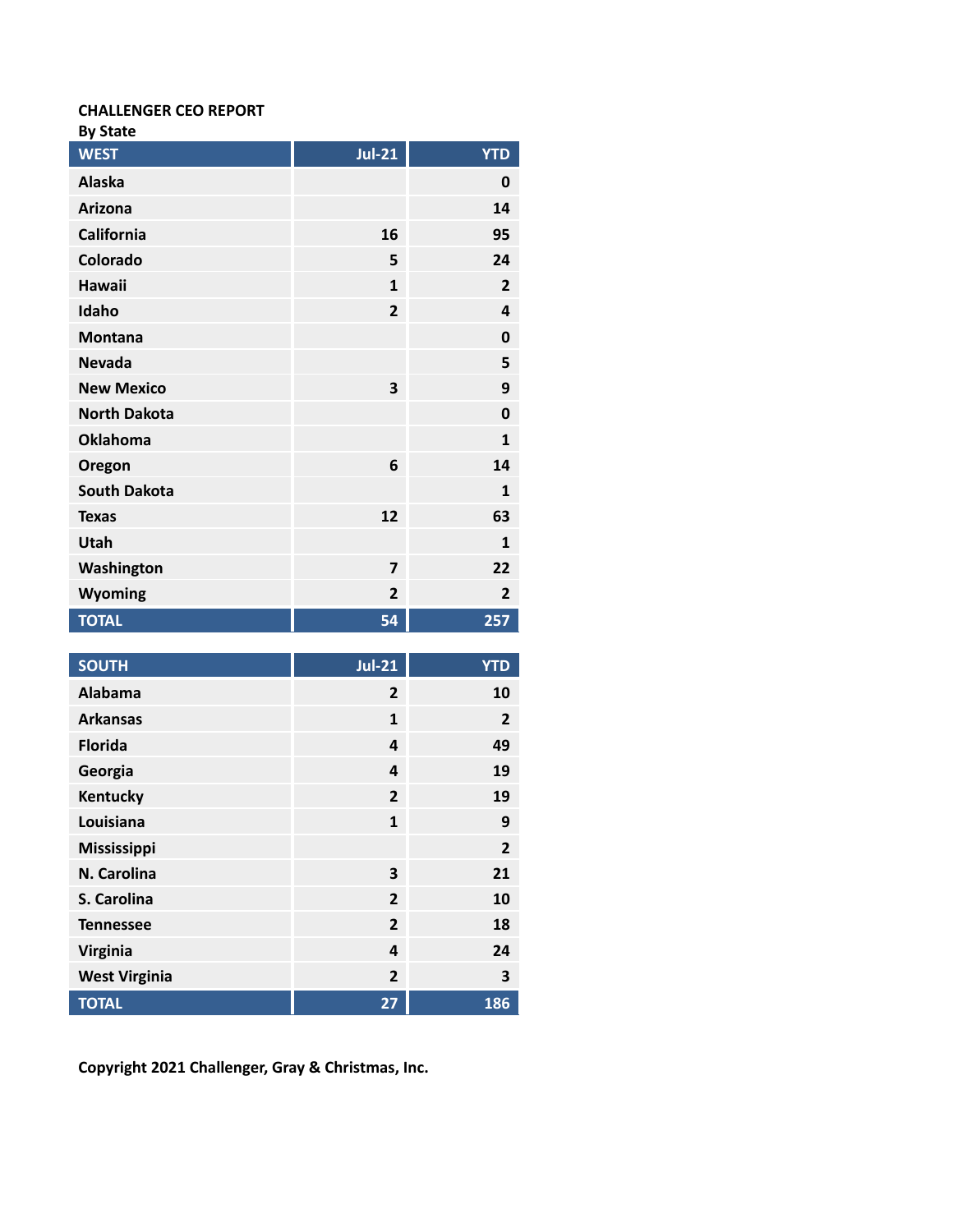**CHALLENGER CEO REPORT**
**By State**

| WEST | Jul-21 | YTD |
|---|---|---|
| Alaska | | 0 |
| Arizona | | 14 |
| California | 16 | 95 |
| Colorado | 5 | 24 |
| Hawaii | 1 | 2 |
| Idaho | 2 | 4 |
| Montana | | 0 |
| Nevada | | 5 |
| New Mexico | 3 | 9 |
| North Dakota | | 0 |
| Oklahoma | | 1 |
| Oregon | 6 | 14 |
| South Dakota | | 1 |
| Texas | 12 | 63 |
| Utah | | 1 |
| Washington | 7 | 22 |
| Wyoming | 2 | 2 |
| TOTAL | 54 | 257 |

| SOUTH | Jul-21 | YTD |
|---|---|---|
| Alabama | 2 | 10 |
| Arkansas | 1 | 2 |
| Florida | 4 | 49 |
| Georgia | 4 | 19 |
| Kentucky | 2 | 19 |
| Louisiana | 1 | 9 |
| Mississippi | | 2 |
| N. Carolina | 3 | 21 |
| S. Carolina | 2 | 10 |
| Tennessee | 2 | 18 |
| Virginia | 4 | 24 |
| West Virginia | 2 | 3 |
| TOTAL | 27 | 186 |

**Copyright 2021 Challenger, Gray & Christmas, Inc.**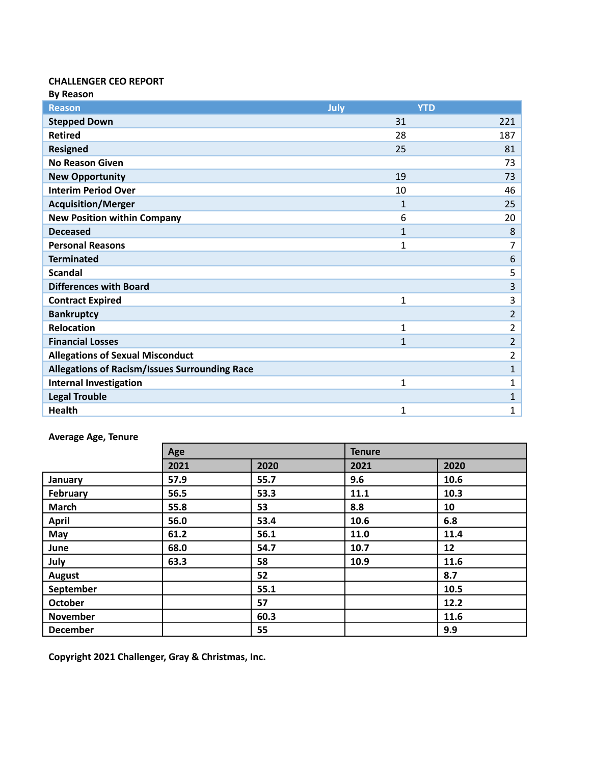**CHALLENGER CEO REPORT**
**By Reason**

| Reason | July | YTD |
|---|---|---|
| **Stepped Down** | 31 | 221 |
| **Retired** | 28 | 187 |
| **Resigned** | 25 | 81 |
| **No Reason Given** | | 73 |
| **New Opportunity** | 19 | 73 |
| **Interim Period Over** | 10 | 46 |
| **Acquisition/Merger** | 1 | 25 |
| **New Position within Company** | 6 | 20 |
| **Deceased** | 1 | 8 |
| **Personal Reasons** | 1 | 7 |
| **Terminated** | | 6 |
| **Scandal** | | 5 |
| **Differences with Board** | | 3 |
| **Contract Expired** | 1 | 3 |
| **Bankruptcy** | | 2 |
| **Relocation** | 1 | 2 |
| **Financial Losses** | 1 | 2 |
| **Allegations of Sexual Misconduct** | | 2 |
| **Allegations of Racism/Issues Surrounding Race** | | 1 |
| **Internal Investigation** | 1 | 1 |
| **Legal Trouble** | | 1 |
| **Health** | 1 | 1 |

**Average Age, Tenure**

| | Age | | Tenure | |
|---|---|---|---|---|
| | 2021 | 2020 | 2021 | 2020 |
| **January** | 57.9 | 55.7 | 9.6 | 10.6 |
| **February** | 56.5 | 53.3 | 11.1 | 10.3 |
| **March** | 55.8 | 53 | 8.8 | 10 |
| **April** | 56.0 | 53.4 | 10.6 | 6.8 |
| **May** | 61.2 | 56.1 | 11.0 | 11.4 |
| **June** | 68.0 | 54.7 | 10.7 | 12 |
| **July** | 63.3 | 58 | 10.9 | 11.6 |
| **August** | | 52 | | 8.7 |
| **September** | | 55.1 | | 10.5 |
| **October** | | 57 | | 12.2 |
| **November** | | 60.3 | | 11.6 |
| **December** | | 55 | | 9.9 |

**Copyright 2021 Challenger, Gray & Christmas, Inc.**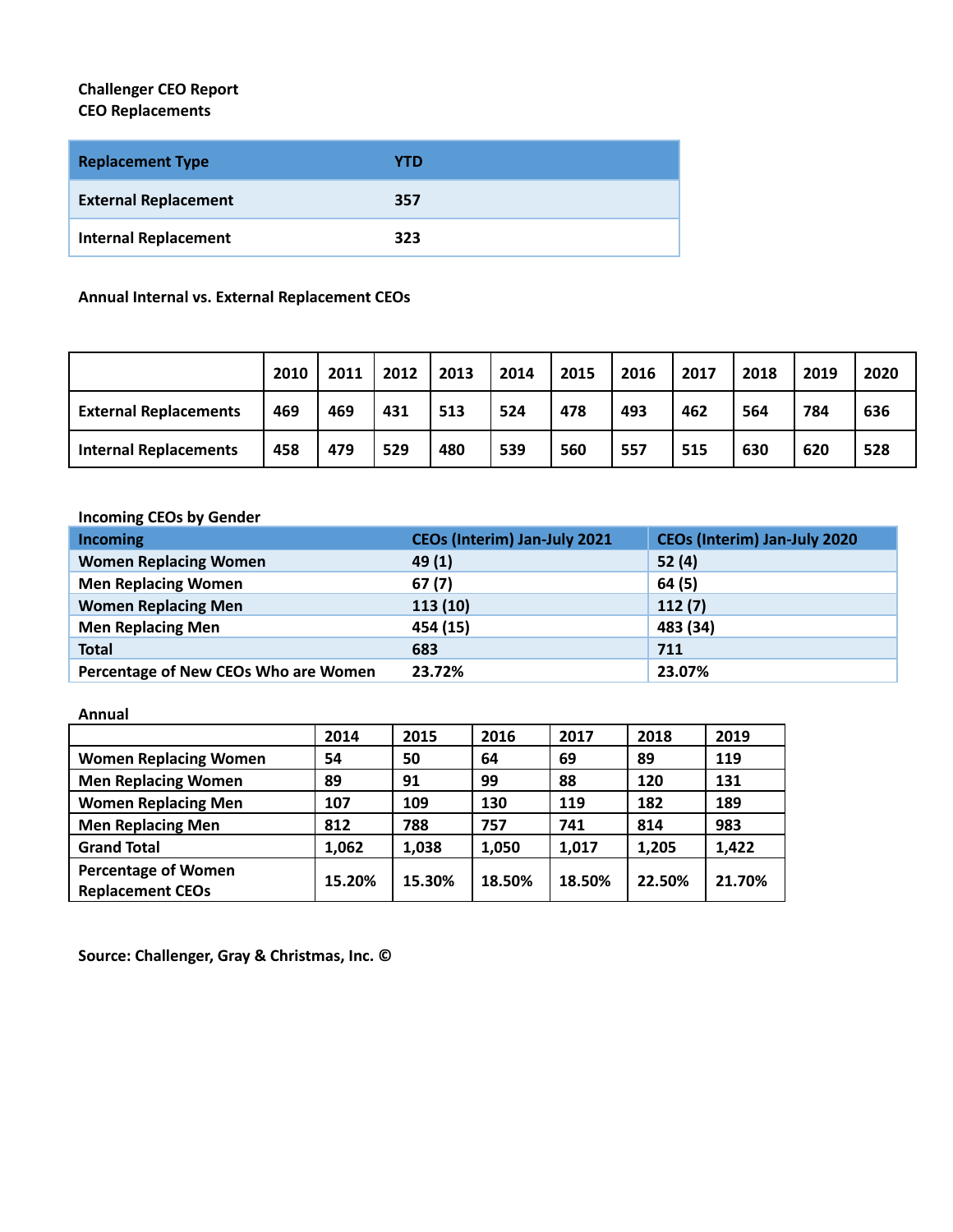**Challenger CEO Report**
**CEO Replacements**

| Replacement Type | YTD |
|---|---|
| External Replacement | 357 |
| Internal Replacement | 323 |

**Annual Internal vs. External Replacement CEOs**

| | 2010 | 2011 | 2012 | 2013 | 2014 | 2015 | 2016 | 2017 | 2018 | 2019 | 2020 |
|---|---|---|---|---|---|---|---|---|---|---|---|
| External Replacements | 469 | 469 | 431 | 513 | 524 | 478 | 493 | 462 | 564 | 784 | 636 |
| Internal Replacements | 458 | 479 | 529 | 480 | 539 | 560 | 557 | 515 | 630 | 620 | 528 |

**Incoming CEOs by Gender**

| Incoming | CEOs (Interim) Jan-July 2021 | CEOs (Interim) Jan-July 2020 |
|---|---|---|
| Women Replacing Women | 49 (1) | 52 (4) |
| Men Replacing Women | 67 (7) | 64 (5) |
| Women Replacing Men | 113 (10) | 112 (7) |
| Men Replacing Men | 454 (15) | 483 (34) |
| Total | 683 | 711 |
| Percentage of New CEOs Who are Women | 23.72% | 23.07% |

**Annual**

| | 2014 | 2015 | 2016 | 2017 | 2018 | 2019 |
|---|---|---|---|---|---|---|
| Women Replacing Women | 54 | 50 | 64 | 69 | 89 | 119 |
| Men Replacing Women | 89 | 91 | 99 | 88 | 120 | 131 |
| Women Replacing Men | 107 | 109 | 130 | 119 | 182 | 189 |
| Men Replacing Men | 812 | 788 | 757 | 741 | 814 | 983 |
| Grand Total | 1,062 | 1,038 | 1,050 | 1,017 | 1,205 | 1,422 |
| Percentage of Women Replacement CEOs | 15.20% | 15.30% | 18.50% | 18.50% | 22.50% | 21.70% |

**Source: Challenger, Gray & Christmas, Inc. ©**